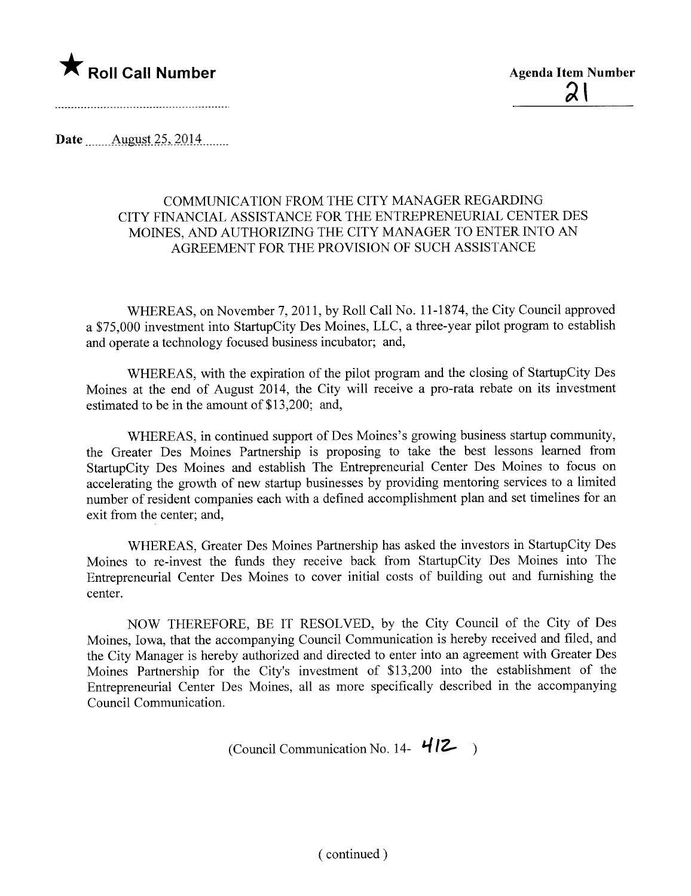★ **Roll Call Number**

**Agenda Item Number**
21

**Date** August 25, 2014

COMMUNICATION FROM THE CITY MANAGER REGARDING CITY FINANCIAL ASSISTANCE FOR THE ENTREPRENEURIAL CENTER DES MOINES, AND AUTHORIZING THE CITY MANAGER TO ENTER INTO AN AGREEMENT FOR THE PROVISION OF SUCH ASSISTANCE

WHEREAS, on November 7, 2011, by Roll Call No. 11-1874, the City Council approved a $75,000 investment into StartupCity Des Moines, LLC, a three-year pilot program to establish and operate a technology focused business incubator; and,

WHEREAS, with the expiration of the pilot program and the closing of StartupCity Des Moines at the end of August 2014, the City will receive a pro-rata rebate on its investment estimated to be in the amount of $13,200; and,

WHEREAS, in continued support of Des Moines's growing business startup community, the Greater Des Moines Partnership is proposing to take the best lessons learned from StartupCity Des Moines and establish The Entrepreneurial Center Des Moines to focus on accelerating the growth of new startup businesses by providing mentoring services to a limited number of resident companies each with a defined accomplishment plan and set timelines for an exit from the center; and,

WHEREAS, Greater Des Moines Partnership has asked the investors in StartupCity Des Moines to re-invest the funds they receive back from StartupCity Des Moines into The Entrepreneurial Center Des Moines to cover initial costs of building out and furnishing the center.

NOW THEREFORE, BE IT RESOLVED, by the City Council of the City of Des Moines, Iowa, that the accompanying Council Communication is hereby received and filed, and the City Manager is hereby authorized and directed to enter into an agreement with Greater Des Moines Partnership for the City's investment of $13,200 into the establishment of the Entrepreneurial Center Des Moines, all as more specifically described in the accompanying Council Communication.

(Council Communication No. 14- 412 )

( continued )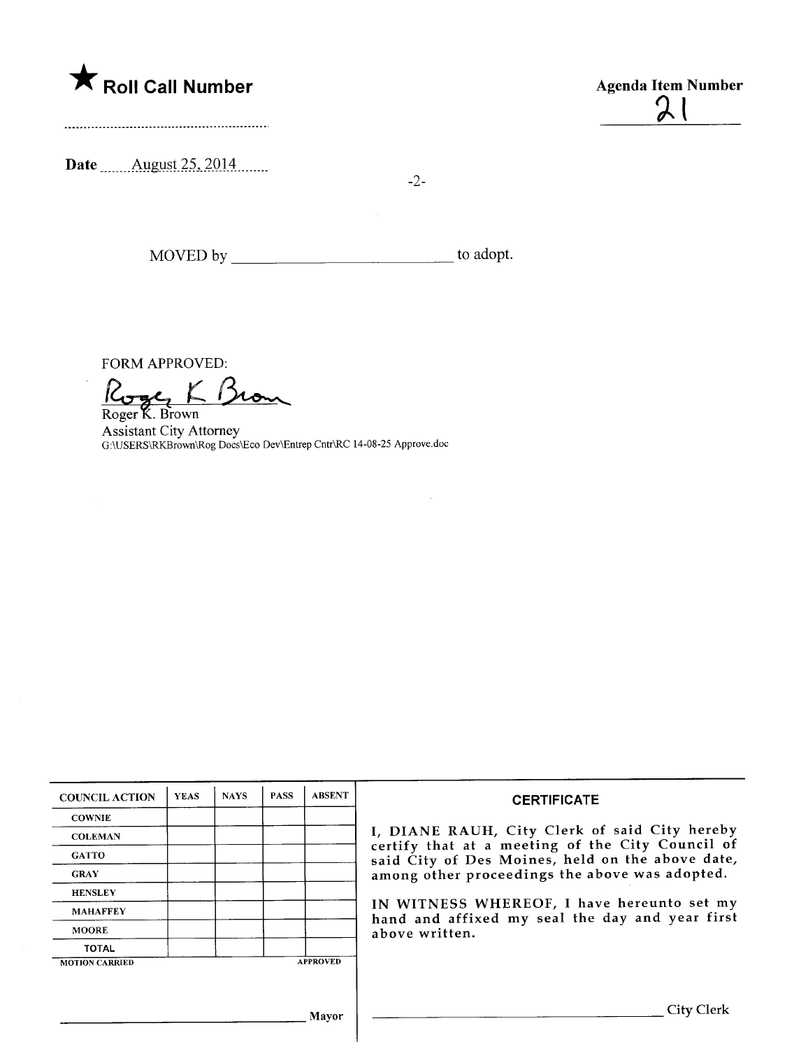★ **Roll Call Number**

..........................................................

**Agenda Item Number**

21

**Date** August 25, 2014

-2-

MOVED by ____________________________ to adopt.

FORM APPROVED:

Roger K. Brown

Roger K. Brown
Assistant City Attorney
G:\USERS\RKBrown\Rog Docs\Eco Dev\Entrep Cntr\RC 14-08-25 Approve.doc

| COUNCIL ACTION | YEAS | NAYS | PASS | ABSENT |
|---|---|---|---|---|
| COWNIE | | | | |
| COLEMAN | | | | |
| GATTO | | | | |
| GRAY | | | | |
| HENSLEY | | | | |
| MAHAFFEY | | | | |
| MOORE | | | | |
| TOTAL | | | | |

MOTION CARRIED APPROVED

______________________________ Mayor

**CERTIFICATE**

I, DIANE RAUH, City Clerk of said City hereby certify that at a meeting of the City Council of said City of Des Moines, held on the above date, among other proceedings the above was adopted.

IN WITNESS WHEREOF, I have hereunto set my hand and affixed my seal the day and year first above written.

______________________________ City Clerk